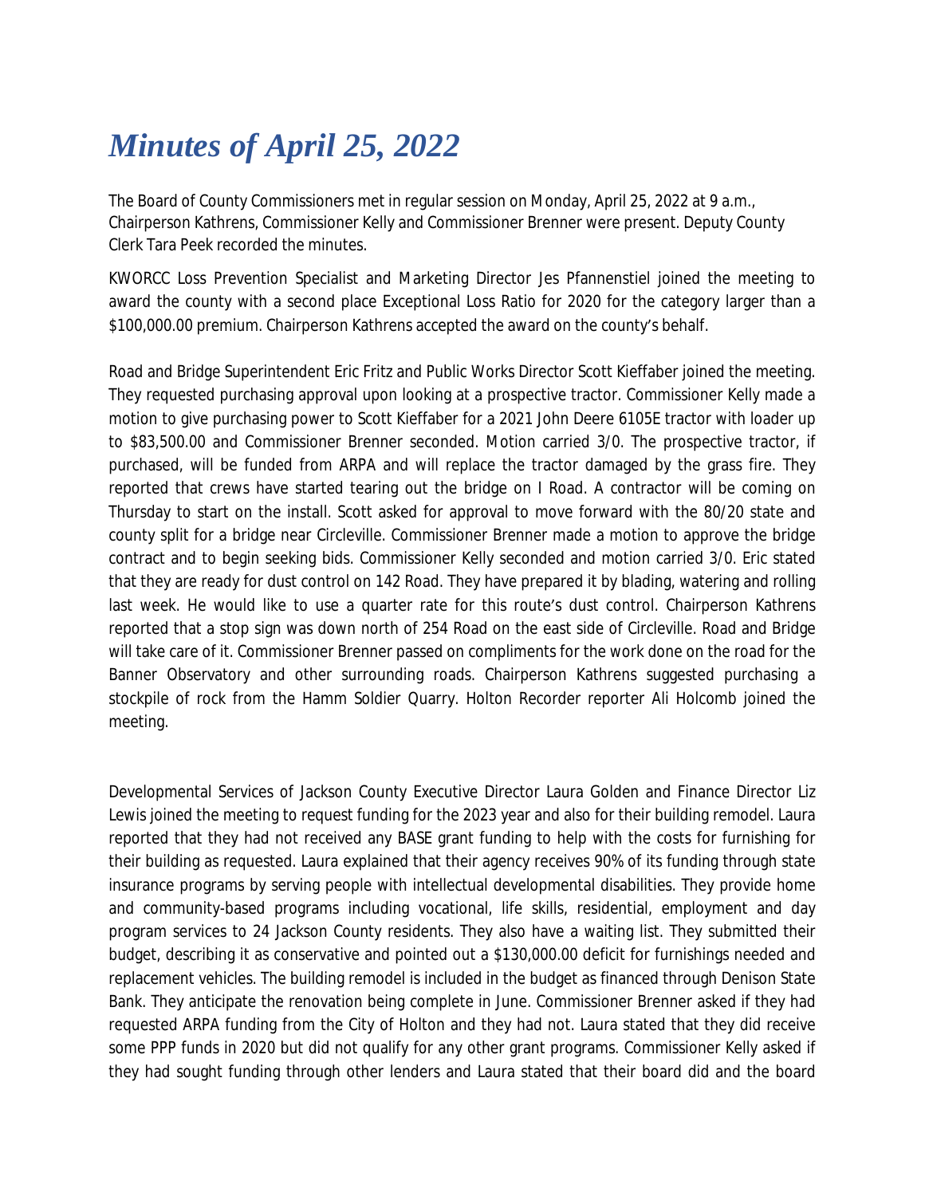# *Minutes of April 25, 2022*

The Board of County Commissioners met in regular session on Monday, April 25, 2022 at 9 a.m., Chairperson Kathrens, Commissioner Kelly and Commissioner Brenner were present. Deputy County Clerk Tara Peek recorded the minutes.

KWORCC Loss Prevention Specialist and Marketing Director Jes Pfannenstiel joined the meeting to award the county with a second place Exceptional Loss Ratio for 2020 for the category larger than a $100,000.00 premium. Chairperson Kathrens accepted the award on the county's behalf.

Road and Bridge Superintendent Eric Fritz and Public Works Director Scott Kieffaber joined the meeting. They requested purchasing approval upon looking at a prospective tractor. Commissioner Kelly made a motion to give purchasing power to Scott Kieffaber for a 2021 John Deere 6105E tractor with loader up to $83,500.00 and Commissioner Brenner seconded. Motion carried 3/0. The prospective tractor, if purchased, will be funded from ARPA and will replace the tractor damaged by the grass fire. They reported that crews have started tearing out the bridge on I Road. A contractor will be coming on Thursday to start on the install. Scott asked for approval to move forward with the 80/20 state and county split for a bridge near Circleville. Commissioner Brenner made a motion to approve the bridge contract and to begin seeking bids. Commissioner Kelly seconded and motion carried 3/0. Eric stated that they are ready for dust control on 142 Road. They have prepared it by blading, watering and rolling last week. He would like to use a quarter rate for this route's dust control. Chairperson Kathrens reported that a stop sign was down north of 254 Road on the east side of Circleville. Road and Bridge will take care of it. Commissioner Brenner passed on compliments for the work done on the road for the Banner Observatory and other surrounding roads. Chairperson Kathrens suggested purchasing a stockpile of rock from the Hamm Soldier Quarry. Holton Recorder reporter Ali Holcomb joined the meeting.

Developmental Services of Jackson County Executive Director Laura Golden and Finance Director Liz Lewis joined the meeting to request funding for the 2023 year and also for their building remodel. Laura reported that they had not received any BASE grant funding to help with the costs for furnishing for their building as requested. Laura explained that their agency receives 90% of its funding through state insurance programs by serving people with intellectual developmental disabilities. They provide home and community-based programs including vocational, life skills, residential, employment and day program services to 24 Jackson County residents. They also have a waiting list. They submitted their budget, describing it as conservative and pointed out a $130,000.00 deficit for furnishings needed and replacement vehicles. The building remodel is included in the budget as financed through Denison State Bank. They anticipate the renovation being complete in June. Commissioner Brenner asked if they had requested ARPA funding from the City of Holton and they had not. Laura stated that they did receive some PPP funds in 2020 but did not qualify for any other grant programs. Commissioner Kelly asked if they had sought funding through other lenders and Laura stated that their board did and the board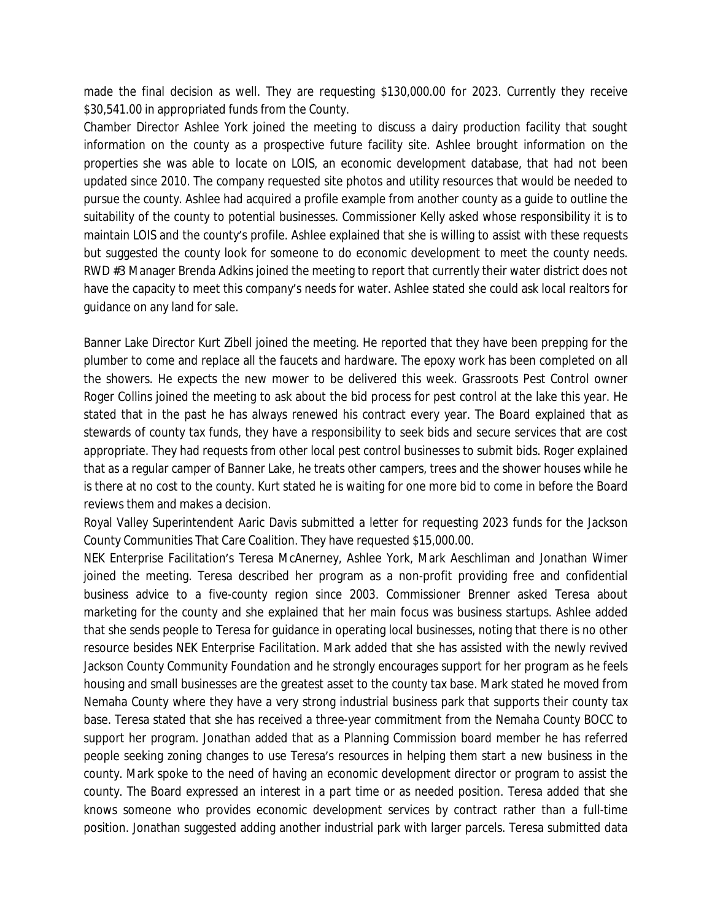made the final decision as well. They are requesting $130,000.00 for 2023. Currently they receive $30,541.00 in appropriated funds from the County.

Chamber Director Ashlee York joined the meeting to discuss a dairy production facility that sought information on the county as a prospective future facility site. Ashlee brought information on the properties she was able to locate on LOIS, an economic development database, that had not been updated since 2010. The company requested site photos and utility resources that would be needed to pursue the county. Ashlee had acquired a profile example from another county as a guide to outline the suitability of the county to potential businesses. Commissioner Kelly asked whose responsibility it is to maintain LOIS and the county's profile. Ashlee explained that she is willing to assist with these requests but suggested the county look for someone to do economic development to meet the county needs. RWD #3 Manager Brenda Adkins joined the meeting to report that currently their water district does not have the capacity to meet this company's needs for water. Ashlee stated she could ask local realtors for guidance on any land for sale.

Banner Lake Director Kurt Zibell joined the meeting. He reported that they have been prepping for the plumber to come and replace all the faucets and hardware. The epoxy work has been completed on all the showers. He expects the new mower to be delivered this week. Grassroots Pest Control owner Roger Collins joined the meeting to ask about the bid process for pest control at the lake this year. He stated that in the past he has always renewed his contract every year. The Board explained that as stewards of county tax funds, they have a responsibility to seek bids and secure services that are cost appropriate. They had requests from other local pest control businesses to submit bids. Roger explained that as a regular camper of Banner Lake, he treats other campers, trees and the shower houses while he is there at no cost to the county. Kurt stated he is waiting for one more bid to come in before the Board reviews them and makes a decision.

Royal Valley Superintendent Aaric Davis submitted a letter for requesting 2023 funds for the Jackson County Communities That Care Coalition. They have requested $15,000.00.

NEK Enterprise Facilitation's Teresa McAnerney, Ashlee York, Mark Aeschliman and Jonathan Wimer joined the meeting. Teresa described her program as a non-profit providing free and confidential business advice to a five-county region since 2003. Commissioner Brenner asked Teresa about marketing for the county and she explained that her main focus was business startups. Ashlee added that she sends people to Teresa for guidance in operating local businesses, noting that there is no other resource besides NEK Enterprise Facilitation. Mark added that she has assisted with the newly revived Jackson County Community Foundation and he strongly encourages support for her program as he feels housing and small businesses are the greatest asset to the county tax base. Mark stated he moved from Nemaha County where they have a very strong industrial business park that supports their county tax base. Teresa stated that she has received a three-year commitment from the Nemaha County BOCC to support her program. Jonathan added that as a Planning Commission board member he has referred people seeking zoning changes to use Teresa's resources in helping them start a new business in the county. Mark spoke to the need of having an economic development director or program to assist the county. The Board expressed an interest in a part time or as needed position. Teresa added that she knows someone who provides economic development services by contract rather than a full-time position. Jonathan suggested adding another industrial park with larger parcels. Teresa submitted data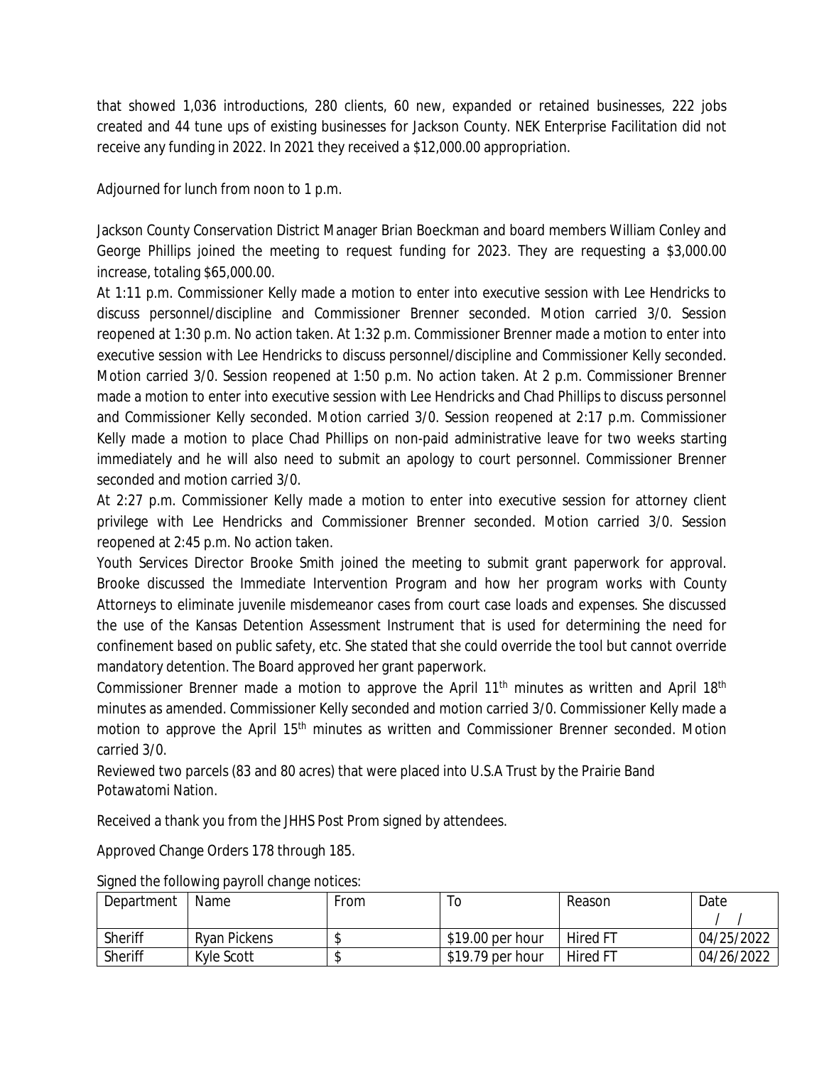that showed 1,036 introductions, 280 clients, 60 new, expanded or retained businesses, 222 jobs created and 44 tune ups of existing businesses for Jackson County. NEK Enterprise Facilitation did not receive any funding in 2022. In 2021 they received a $12,000.00 appropriation.

Adjourned for lunch from noon to 1 p.m.

Jackson County Conservation District Manager Brian Boeckman and board members William Conley and George Phillips joined the meeting to request funding for 2023. They are requesting a $3,000.00 increase, totaling $65,000.00.

At 1:11 p.m. Commissioner Kelly made a motion to enter into executive session with Lee Hendricks to discuss personnel/discipline and Commissioner Brenner seconded. Motion carried 3/0. Session reopened at 1:30 p.m. No action taken. At 1:32 p.m. Commissioner Brenner made a motion to enter into executive session with Lee Hendricks to discuss personnel/discipline and Commissioner Kelly seconded. Motion carried 3/0. Session reopened at 1:50 p.m. No action taken. At 2 p.m. Commissioner Brenner made a motion to enter into executive session with Lee Hendricks and Chad Phillips to discuss personnel and Commissioner Kelly seconded. Motion carried 3/0. Session reopened at 2:17 p.m. Commissioner Kelly made a motion to place Chad Phillips on non-paid administrative leave for two weeks starting immediately and he will also need to submit an apology to court personnel. Commissioner Brenner seconded and motion carried 3/0.

At 2:27 p.m. Commissioner Kelly made a motion to enter into executive session for attorney client privilege with Lee Hendricks and Commissioner Brenner seconded. Motion carried 3/0. Session reopened at 2:45 p.m. No action taken.

Youth Services Director Brooke Smith joined the meeting to submit grant paperwork for approval. Brooke discussed the Immediate Intervention Program and how her program works with County Attorneys to eliminate juvenile misdemeanor cases from court case loads and expenses. She discussed the use of the Kansas Detention Assessment Instrument that is used for determining the need for confinement based on public safety, etc. She stated that she could override the tool but cannot override mandatory detention. The Board approved her grant paperwork.

Commissioner Brenner made a motion to approve the April 11th minutes as written and April 18th minutes as amended. Commissioner Kelly seconded and motion carried 3/0. Commissioner Kelly made a motion to approve the April 15th minutes as written and Commissioner Brenner seconded. Motion carried 3/0.

Reviewed two parcels (83 and 80 acres) that were placed into U.S.A Trust by the Prairie Band Potawatomi Nation.

Received a thank you from the JHHS Post Prom signed by attendees.

Approved Change Orders 178 through 185.

Signed the following payroll change notices:

| Department | Name | From | To | Reason | Date / / |
|---|---|---|---|---|---|
| Sheriff | Ryan Pickens | $ | $19.00 per hour | Hired FT | 04/25/2022 |
| Sheriff | Kyle Scott | $ | $19.79 per hour | Hired FT | 04/26/2022 |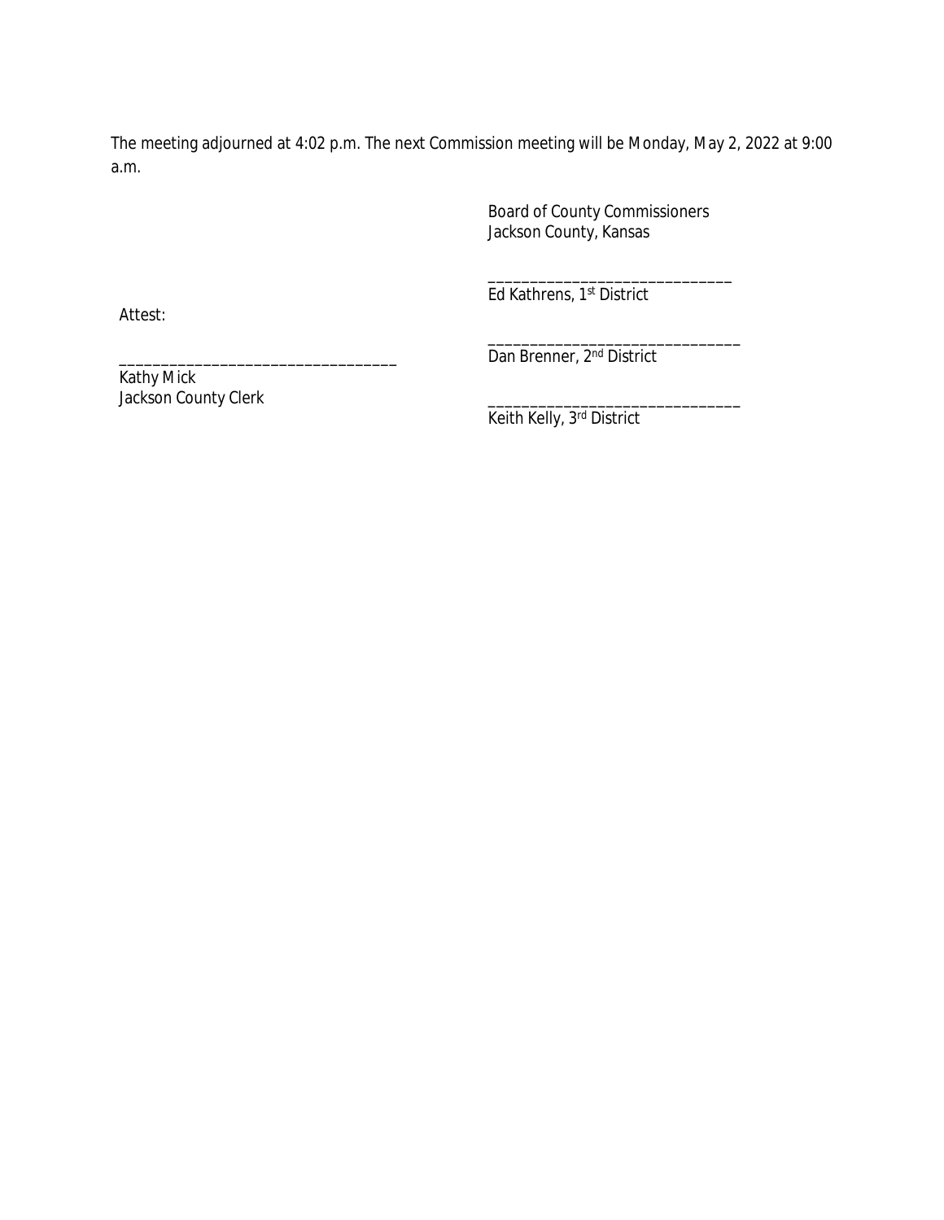The meeting adjourned at 4:02 p.m. The next Commission meeting will be Monday, May 2, 2022 at 9:00 a.m.

Board of County Commissioners
Jackson County, Kansas

_____________________________
Ed Kathrens, 1st District

_____________________________
Dan Brenner, 2nd District

_____________________________
Keith Kelly, 3rd District

Attest:

_________________________________
Kathy Mick
Jackson County Clerk